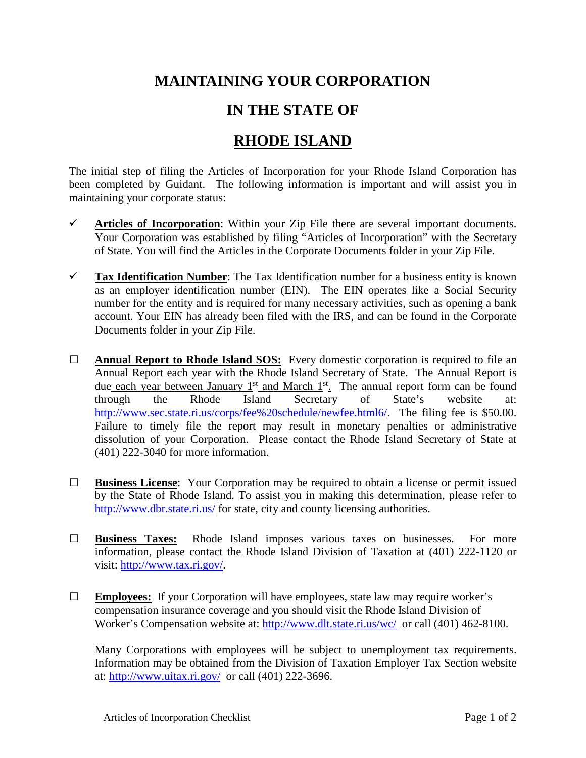# MAINTAINING YOUR CORPORATION

# IN THE STATE OF

# RHODE ISLAND

The initial step of filing the Articles of Incorporation for your Rhode Island Corporation has been completed by Guidant. The following information is important and will assist you in maintaining your corporate status:

- ✓ **Articles of Incorporation**: Within your Zip File there are several important documents. Your Corporation was established by filing "Articles of Incorporation" with the Secretary of State. You will find the Articles in the Corporate Documents folder in your Zip File.

- ✓ **Tax Identification Number**: The Tax Identification number for a business entity is known as an employer identification number (EIN). The EIN operates like a Social Security number for the entity and is required for many necessary activities, such as opening a bank account. Your EIN has already been filed with the IRS, and can be found in the Corporate Documents folder in your Zip File.

- ☐ **Annual Report to Rhode Island SOS:** Every domestic corporation is required to file an Annual Report each year with the Rhode Island Secretary of State. The Annual Report is due each year between January 1st and March 1st. The annual report form can be found through the Rhode Island Secretary of State's website at: http://www.sec.state.ri.us/corps/fee%20schedule/newfee.html6/. The filing fee is $50.00. Failure to timely file the report may result in monetary penalties or administrative dissolution of your Corporation. Please contact the Rhode Island Secretary of State at (401) 222-3040 for more information.

- ☐ **Business License**: Your Corporation may be required to obtain a license or permit issued by the State of Rhode Island. To assist you in making this determination, please refer to http://www.dbr.state.ri.us/ for state, city and county licensing authorities.

- ☐ **Business Taxes:** Rhode Island imposes various taxes on businesses. For more information, please contact the Rhode Island Division of Taxation at (401) 222-1120 or visit: http://www.tax.ri.gov/.

- ☐ **Employees:** If your Corporation will have employees, state law may require worker's compensation insurance coverage and you should visit the Rhode Island Division of Worker's Compensation website at: http://www.dlt.state.ri.us/wc/ or call (401) 462-8100.

  Many Corporations with employees will be subject to unemployment tax requirements. Information may be obtained from the Division of Taxation Employer Tax Section website at: http://www.uitax.ri.gov/ or call (401) 222-3696.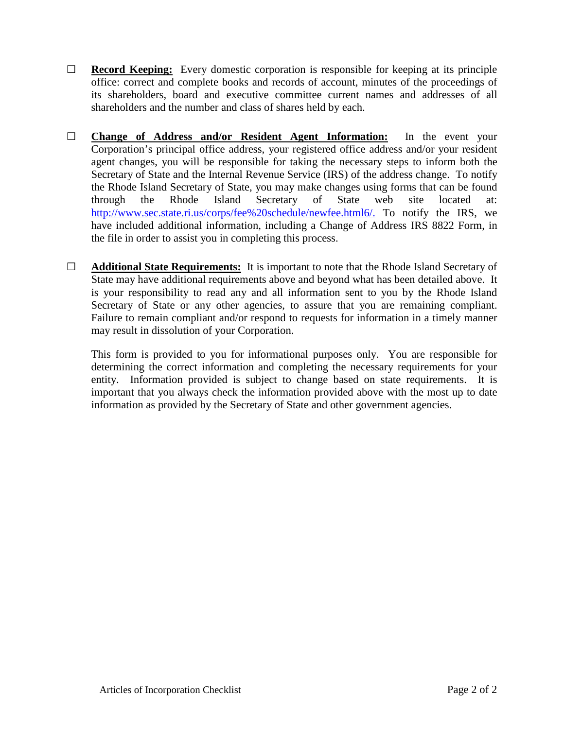- ☐ **Record Keeping:** Every domestic corporation is responsible for keeping at its principle office: correct and complete books and records of account, minutes of the proceedings of its shareholders, board and executive committee current names and addresses of all shareholders and the number and class of shares held by each.

- ☐ **Change of Address and/or Resident Agent Information:** In the event your Corporation's principal office address, your registered office address and/or your resident agent changes, you will be responsible for taking the necessary steps to inform both the Secretary of State and the Internal Revenue Service (IRS) of the address change. To notify the Rhode Island Secretary of State, you may make changes using forms that can be found through the Rhode Island Secretary of State web site located at: http://www.sec.state.ri.us/corps/fee%20schedule/newfee.html6/. To notify the IRS, we have included additional information, including a Change of Address IRS 8822 Form, in the file in order to assist you in completing this process.

- ☐ **Additional State Requirements:** It is important to note that the Rhode Island Secretary of State may have additional requirements above and beyond what has been detailed above. It is your responsibility to read any and all information sent to you by the Rhode Island Secretary of State or any other agencies, to assure that you are remaining compliant. Failure to remain compliant and/or respond to requests for information in a timely manner may result in dissolution of your Corporation.

This form is provided to you for informational purposes only. You are responsible for determining the correct information and completing the necessary requirements for your entity. Information provided is subject to change based on state requirements. It is important that you always check the information provided above with the most up to date information as provided by the Secretary of State and other government agencies.